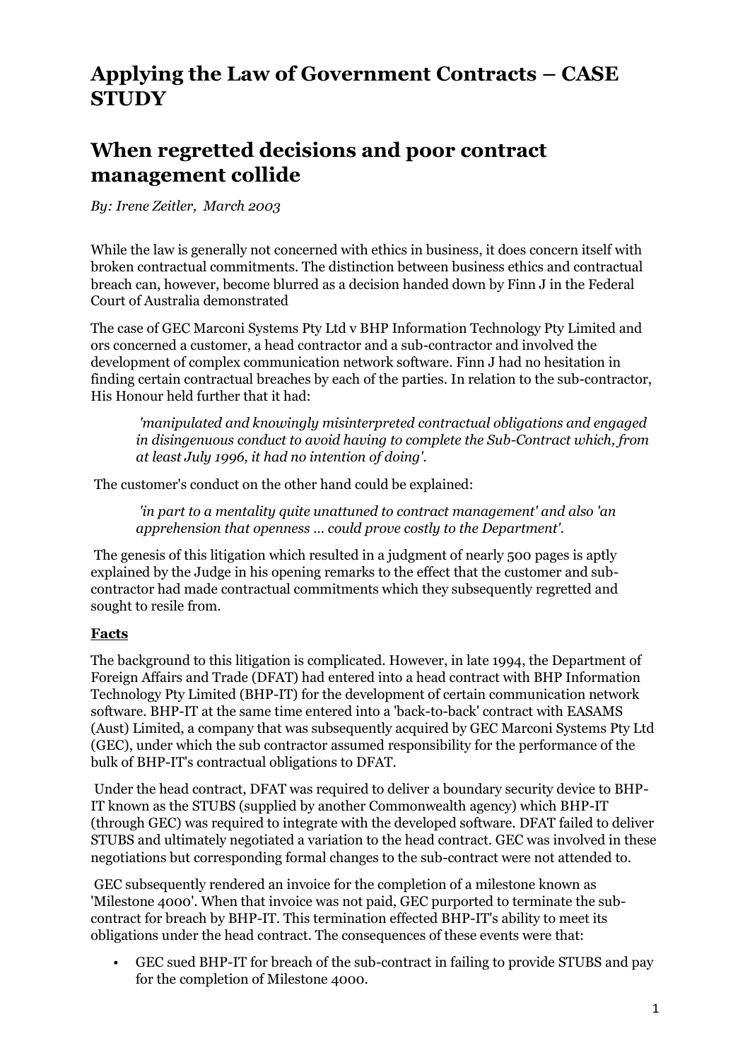# Applying the Law of Government Contracts – CASE STUDY

## When regretted decisions and poor contract management collide

*By: Irene Zeitler, March 2003*

While the law is generally not concerned with ethics in business, it does concern itself with broken contractual commitments. The distinction between business ethics and contractual breach can, however, become blurred as a decision handed down by Finn J in the Federal Court of Australia demonstrated

The case of GEC Marconi Systems Pty Ltd v BHP Information Technology Pty Limited and ors concerned a customer, a head contractor and a sub-contractor and involved the development of complex communication network software. Finn J had no hesitation in finding certain contractual breaches by each of the parties. In relation to the sub-contractor, His Honour held further that it had:

> *'manipulated and knowingly misinterpreted contractual obligations and engaged in disingenuous conduct to avoid having to complete the Sub-Contract which, from at least July 1996, it had no intention of doing'.*

The customer's conduct on the other hand could be explained:

> *'in part to a mentality quite unattuned to contract management' and also 'an apprehension that openness ... could prove costly to the Department'.*

The genesis of this litigation which resulted in a judgment of nearly 500 pages is aptly explained by the Judge in his opening remarks to the effect that the customer and sub-contractor had made contractual commitments which they subsequently regretted and sought to resile from.

**Facts**

The background to this litigation is complicated. However, in late 1994, the Department of Foreign Affairs and Trade (DFAT) had entered into a head contract with BHP Information Technology Pty Limited (BHP-IT) for the development of certain communication network software. BHP-IT at the same time entered into a 'back-to-back' contract with EASAMS (Aust) Limited, a company that was subsequently acquired by GEC Marconi Systems Pty Ltd (GEC), under which the sub contractor assumed responsibility for the performance of the bulk of BHP-IT's contractual obligations to DFAT.

Under the head contract, DFAT was required to deliver a boundary security device to BHP-IT known as the STUBS (supplied by another Commonwealth agency) which BHP-IT (through GEC) was required to integrate with the developed software. DFAT failed to deliver STUBS and ultimately negotiated a variation to the head contract. GEC was involved in these negotiations but corresponding formal changes to the sub-contract were not attended to.

GEC subsequently rendered an invoice for the completion of a milestone known as 'Milestone 4000'. When that invoice was not paid, GEC purported to terminate the sub-contract for breach by BHP-IT. This termination effected BHP-IT's ability to meet its obligations under the head contract. The consequences of these events were that:

- GEC sued BHP-IT for breach of the sub-contract in failing to provide STUBS and pay for the completion of Milestone 4000.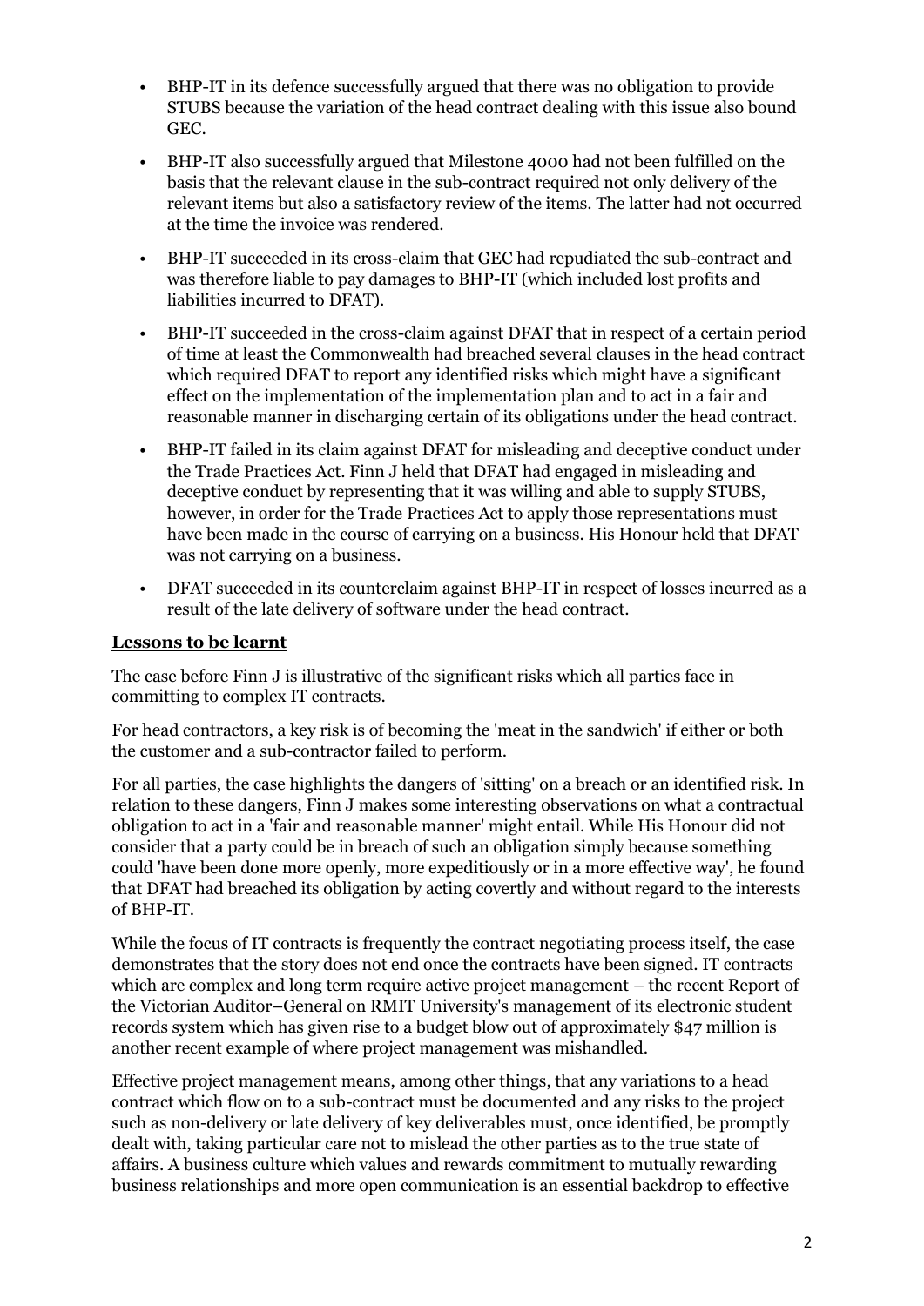- BHP-IT in its defence successfully argued that there was no obligation to provide STUBS because the variation of the head contract dealing with this issue also bound GEC.
- BHP-IT also successfully argued that Milestone 4000 had not been fulfilled on the basis that the relevant clause in the sub-contract required not only delivery of the relevant items but also a satisfactory review of the items. The latter had not occurred at the time the invoice was rendered.
- BHP-IT succeeded in its cross-claim that GEC had repudiated the sub-contract and was therefore liable to pay damages to BHP-IT (which included lost profits and liabilities incurred to DFAT).
- BHP-IT succeeded in the cross-claim against DFAT that in respect of a certain period of time at least the Commonwealth had breached several clauses in the head contract which required DFAT to report any identified risks which might have a significant effect on the implementation of the implementation plan and to act in a fair and reasonable manner in discharging certain of its obligations under the head contract.
- BHP-IT failed in its claim against DFAT for misleading and deceptive conduct under the Trade Practices Act. Finn J held that DFAT had engaged in misleading and deceptive conduct by representing that it was willing and able to supply STUBS, however, in order for the Trade Practices Act to apply those representations must have been made in the course of carrying on a business. His Honour held that DFAT was not carrying on a business.
- DFAT succeeded in its counterclaim against BHP-IT in respect of losses incurred as a result of the late delivery of software under the head contract.

## Lessons to be learnt

The case before Finn J is illustrative of the significant risks which all parties face in committing to complex IT contracts.

For head contractors, a key risk is of becoming the 'meat in the sandwich' if either or both the customer and a sub-contractor failed to perform.

For all parties, the case highlights the dangers of 'sitting' on a breach or an identified risk. In relation to these dangers, Finn J makes some interesting observations on what a contractual obligation to act in a 'fair and reasonable manner' might entail. While His Honour did not consider that a party could be in breach of such an obligation simply because something could 'have been done more openly, more expeditiously or in a more effective way', he found that DFAT had breached its obligation by acting covertly and without regard to the interests of BHP-IT.

While the focus of IT contracts is frequently the contract negotiating process itself, the case demonstrates that the story does not end once the contracts have been signed. IT contracts which are complex and long term require active project management – the recent Report of the Victorian Auditor–General on RMIT University's management of its electronic student records system which has given rise to a budget blow out of approximately $47 million is another recent example of where project management was mishandled.

Effective project management means, among other things, that any variations to a head contract which flow on to a sub-contract must be documented and any risks to the project such as non-delivery or late delivery of key deliverables must, once identified, be promptly dealt with, taking particular care not to mislead the other parties as to the true state of affairs. A business culture which values and rewards commitment to mutually rewarding business relationships and more open communication is an essential backdrop to effective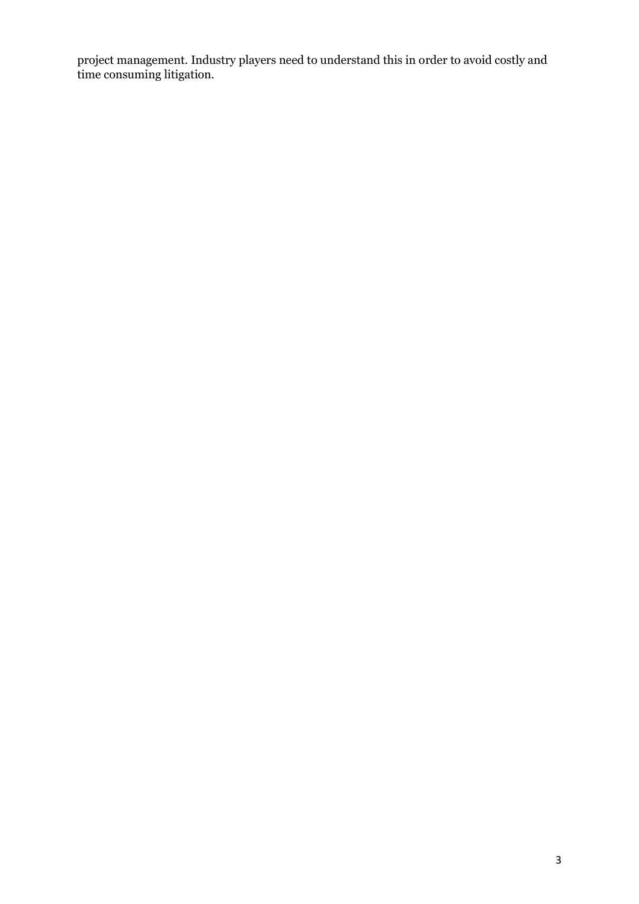project management. Industry players need to understand this in order to avoid costly and time consuming litigation.